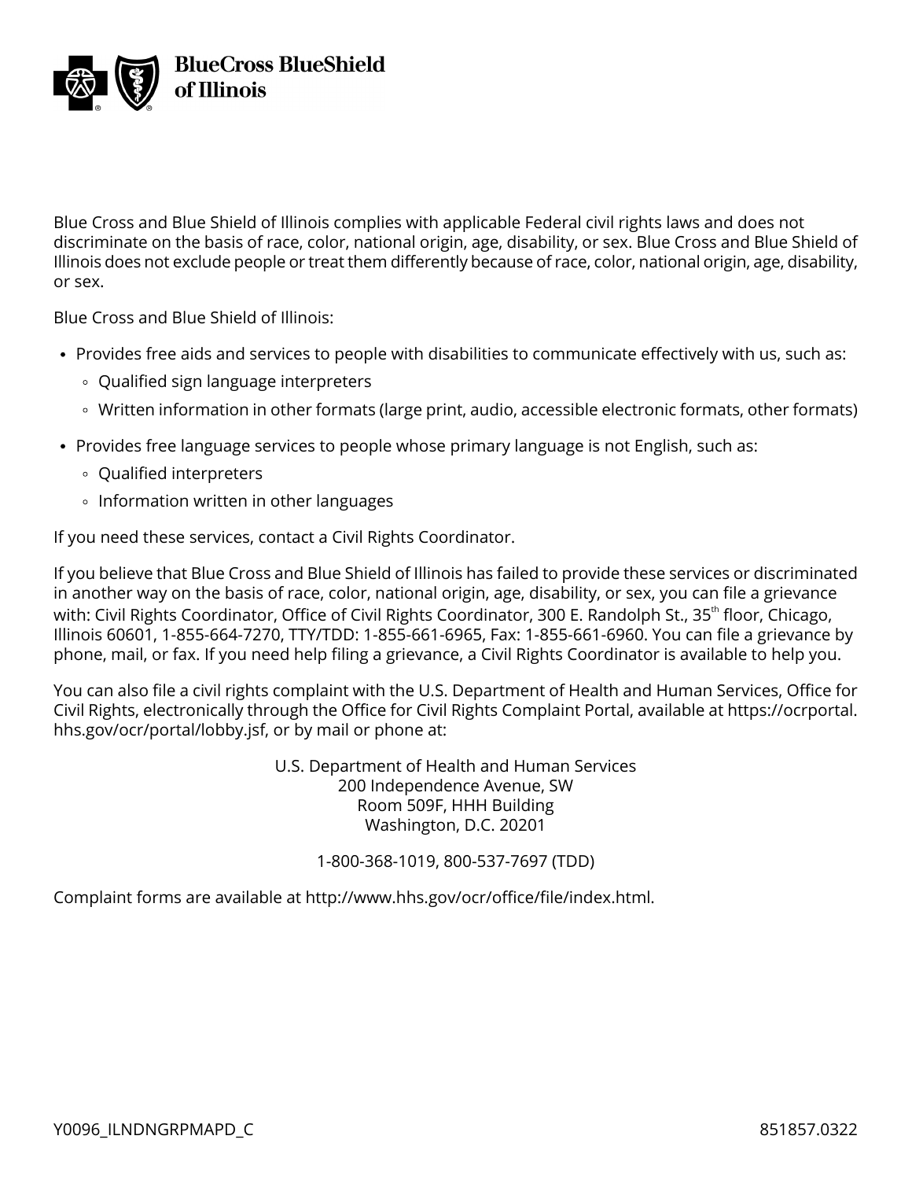BlueCross BlueShield of Illinois

Blue Cross and Blue Shield of Illinois complies with applicable Federal civil rights laws and does not discriminate on the basis of race, color, national origin, age, disability, or sex. Blue Cross and Blue Shield of Illinois does not exclude people or treat them differently because of race, color, national origin, age, disability, or sex.

Blue Cross and Blue Shield of Illinois:

- Provides free aids and services to people with disabilities to communicate effectively with us, such as:
  - Qualified sign language interpreters
  - Written information in other formats (large print, audio, accessible electronic formats, other formats)
- Provides free language services to people whose primary language is not English, such as:
  - Qualified interpreters
  - Information written in other languages

If you need these services, contact a Civil Rights Coordinator.

If you believe that Blue Cross and Blue Shield of Illinois has failed to provide these services or discriminated in another way on the basis of race, color, national origin, age, disability, or sex, you can file a grievance with: Civil Rights Coordinator, Office of Civil Rights Coordinator, 300 E. Randolph St., 35th floor, Chicago, Illinois 60601, 1-855-664-7270, TTY/TDD: 1-855-661-6965, Fax: 1-855-661-6960. You can file a grievance by phone, mail, or fax. If you need help filing a grievance, a Civil Rights Coordinator is available to help you.

You can also file a civil rights complaint with the U.S. Department of Health and Human Services, Office for Civil Rights, electronically through the Office for Civil Rights Complaint Portal, available at https://ocrportal.hhs.gov/ocr/portal/lobby.jsf, or by mail or phone at:

U.S. Department of Health and Human Services
200 Independence Avenue, SW
Room 509F, HHH Building
Washington, D.C. 20201

1-800-368-1019, 800-537-7697 (TDD)

Complaint forms are available at http://www.hhs.gov/ocr/office/file/index.html.

Y0096_ILNDNGRPMAPD_C 851857.0322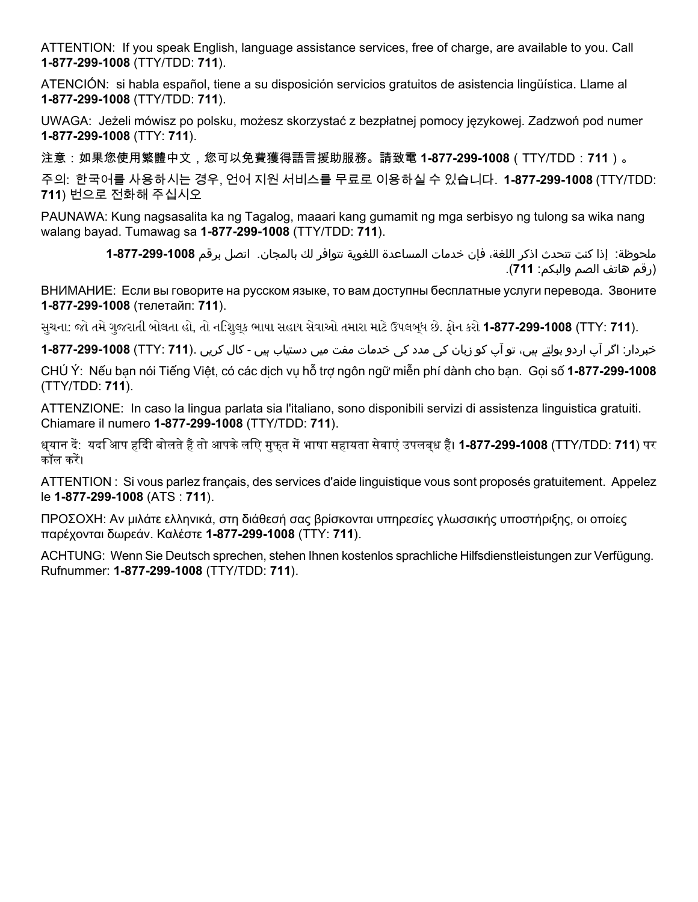ATTENTION: If you speak English, language assistance services, free of charge, are available to you. Call **1-877-299-1008** (TTY/TDD: **711**).

ATENCIÓN: si habla español, tiene a su disposición servicios gratuitos de asistencia lingüística. Llame al **1-877-299-1008** (TTY/TDD: **711**).

UWAGA: Jeżeli mówisz po polsku, możesz skorzystać z bezpłatnej pomocy językowej. Zadzwoń pod numer **1-877-299-1008** (TTY: **711**).

注意：如果您使用繁體中文，您可以免費獲得語言援助服務。請致電 **1-877-299-1008**（TTY/TDD：**711**）。

주의: 한국어를 사용하시는 경우, 언어 지원 서비스를 무료로 이용하실 수 있습니다. **1-877-299-1008** (TTY/TDD: **711**) 번으로 전화해 주십시오

PAUNAWA: Kung nagsasalita ka ng Tagalog, maaari kang gumamit ng mga serbisyo ng tulong sa wika nang walang bayad. Tumawag sa **1-877-299-1008** (TTY/TDD: **711**).

ملحوظة: إذا كنت تتحدث اذكر اللغة، فإن خدمات المساعدة اللغوية تتوافر لك بالمجان. اتصل برقم **1-877-299-1008** (رقم هاتف الصم والبكم: **711**).

ВНИМАНИЕ: Если вы говорите на русском языке, то вам доступны бесплатные услуги перевода. Звоните **1-877-299-1008** (телетайп: **711**).

સુચના: જો તમે ગુજરાતી બોલતા હો, તો નિ:શુલ્ક ભાષા સહાય સેવાઓ તમારા માટે ઉપલબ્ધ છે. ફોન કરો **1-877-299-1008** (TTY: **711**).

خبردار: اگر آپ اردو بولتے ہیں، تو آپ کو زبان کی مدد کی خدمات مفت میں دستیاب ہیں - کال کریں **1-877-299-1008** (TTY: **711**).

CHÚ Ý: Nếu bạn nói Tiếng Việt, có các dịch vụ hỗ trợ ngôn ngữ miễn phí dành cho bạn. Gọi số **1-877-299-1008** (TTY/TDD: **711**).

ATTENZIONE: In caso la lingua parlata sia l'italiano, sono disponibili servizi di assistenza linguistica gratuiti. Chiamare il numero **1-877-299-1008** (TTY/TDD: **711**).

ध्यान दें: यदि आप हिंदी बोलते हैं तो आपके लिए मुफ्त में भाषा सहायता सेवाएं उपलब्ध हैं। **1-877-299-1008** (TTY/TDD: **711**) पर कॉल करें।

ATTENTION : Si vous parlez français, des services d'aide linguistique vous sont proposés gratuitement. Appelez le **1-877-299-1008** (ATS : **711**).

ΠΡΟΣΟΧΗ: Αν μιλάτε ελληνικά, στη διάθεσή σας βρίσκονται υπηρεσίες γλωσσικής υποστήριξης, οι οποίες παρέχονται δωρεάν. Καλέστε **1-877-299-1008** (TTY: **711**).

ACHTUNG: Wenn Sie Deutsch sprechen, stehen Ihnen kostenlos sprachliche Hilfsdienstleistungen zur Verfügung. Rufnummer: **1-877-299-1008** (TTY/TDD: **711**).